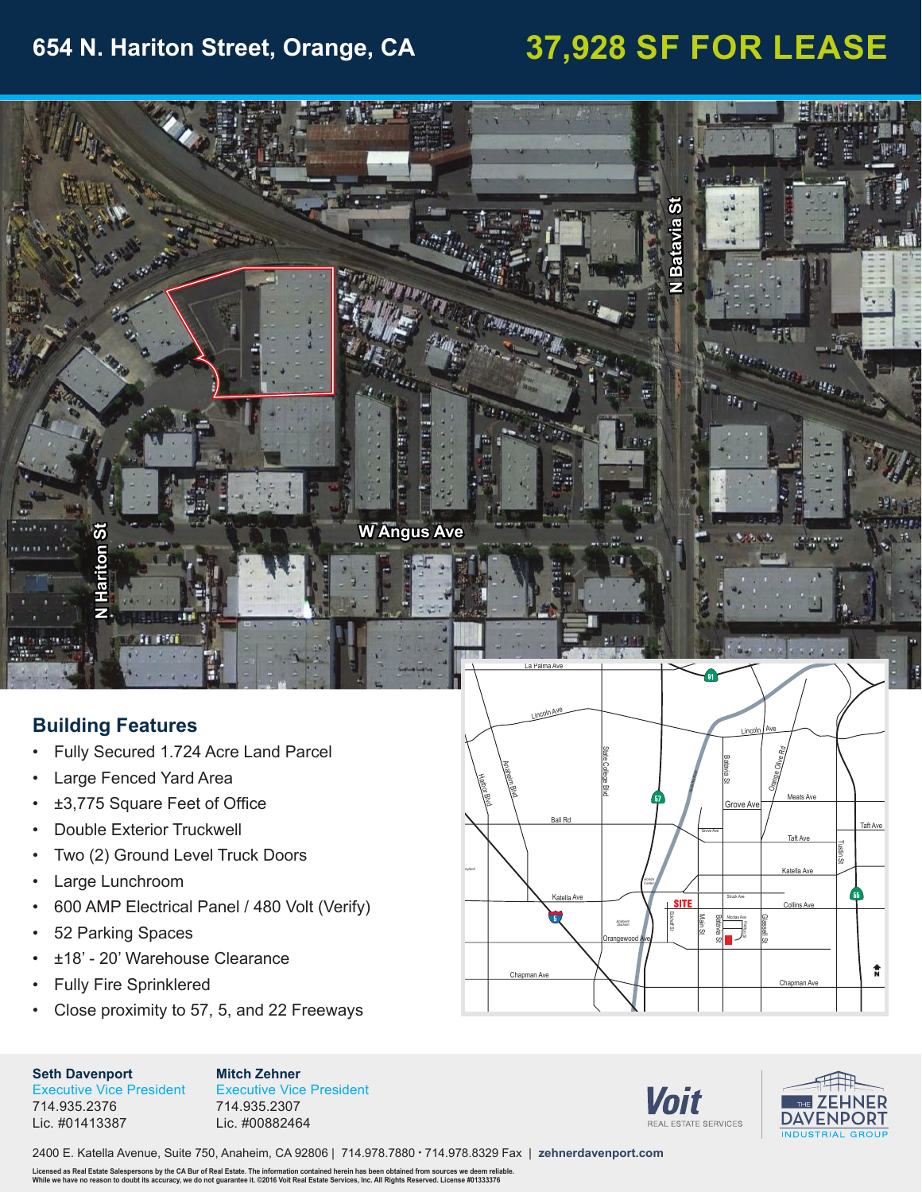# 654 N. Hariton Street, Orange, CA

# 37,928 SF FOR LEASE

N Batavia St

N Hariton St

W Angus Ave

## Building Features

- Fully Secured 1.724 Acre Land Parcel
- Large Fenced Yard Area
- ±3,775 Square Feet of Office
- Double Exterior Truckwell
- Two (2) Ground Level Truck Doors
- Large Lunchroom
- 600 AMP Electrical Panel / 480 Volt (Verify)
- 52 Parking Spaces
- ±18' - 20' Warehouse Clearance
- Fully Fire Sprinklered
- Close proximity to 57, 5, and 22 Freeways

**Seth Davenport**
Executive Vice President
714.935.2376
Lic. #01413387

**Mitch Zehner**
Executive Vice President
714.935.2307
Lic. #00882464

Voit REAL ESTATE SERVICES

THE ZEHNER DAVENPORT INDUSTRIAL GROUP

2400 E. Katella Avenue, Suite 750, Anaheim, CA 92806 | 714.978.7880 • 714.978.8329 Fax | zehnerdavenport.com

Licensed as Real Estate Salespersons by the CA Bur of Real Estate. The information contained herein has been obtained from sources we deem reliable. While we have no reason to doubt its accuracy, we do not guarantee it. ©2016 Voit Real Estate Services, Inc. All Rights Reserved. License #01333376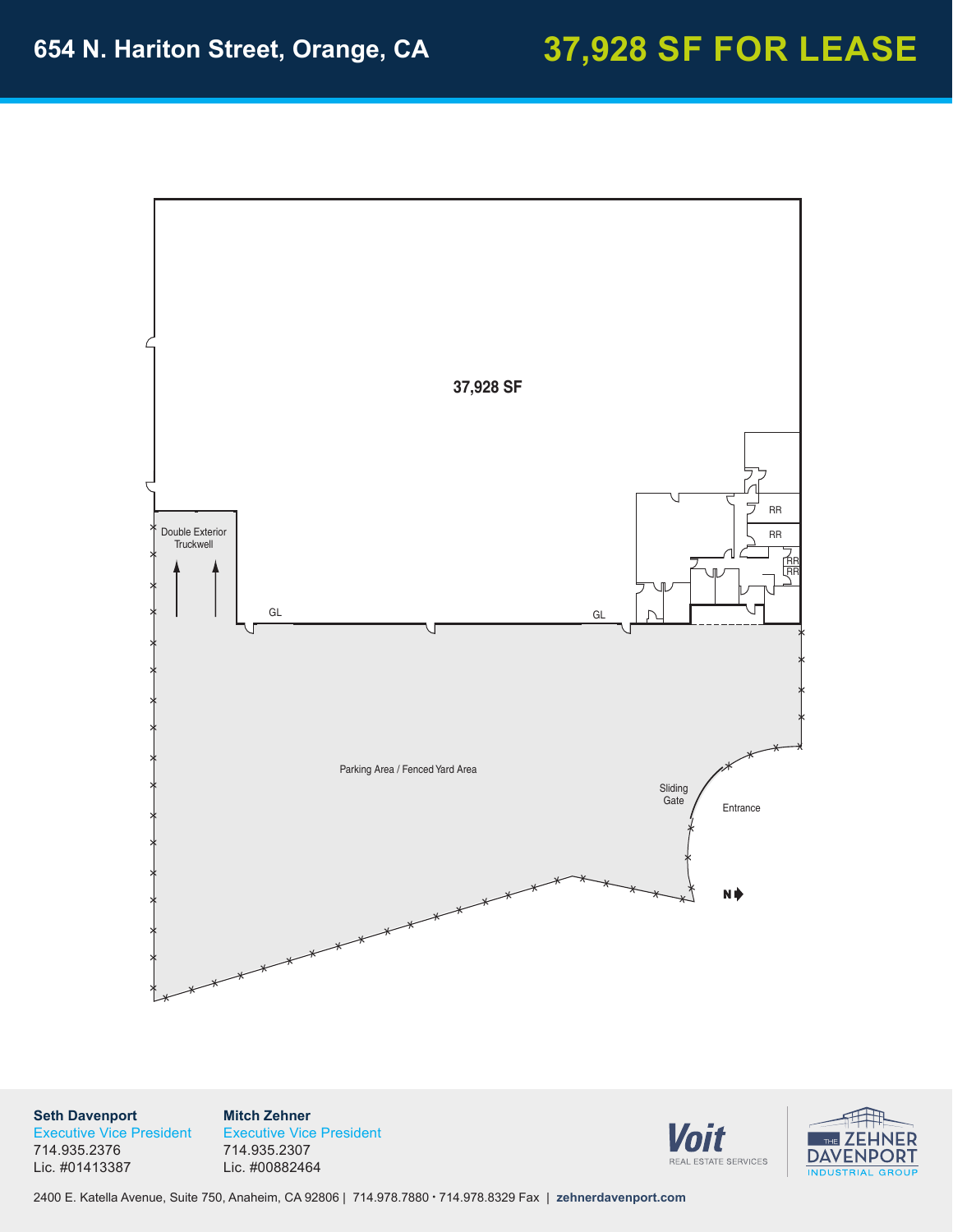# 654 N. Hariton Street, Orange, CA

# 37,928 SF FOR LEASE

37,928 SF

RR

RR

RR

RR

Double Exterior Truckwell

GL

GL

Parking Area / Fenced Yard Area

Sliding Gate

Entrance

N

**Seth Davenport**
Executive Vice President
714.935.2376
Lic. #01413387

**Mitch Zehner**
Executive Vice President
714.935.2307
Lic. #00882464

Voit REAL ESTATE SERVICES

THE ZEHNER DAVENPORT INDUSTRIAL GROUP

2400 E. Katella Avenue, Suite 750, Anaheim, CA 92806 | 714.978.7880 · 714.978.8329 Fax | **zehnerdavenport.com**